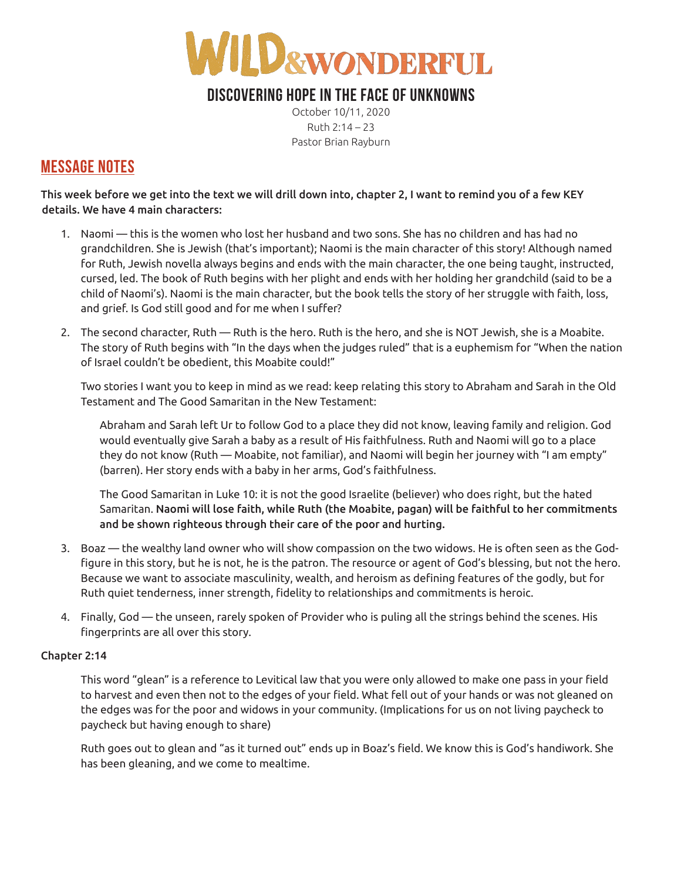# WILD & WONDERFUL

## DISCOVERING HOPE IN THE FACE OF UNKNOWNS

October 10/11, 2020
Ruth 2:14 – 23
Pastor Brian Rayburn

## MESSAGE NOTES

**This week before we get into the text we will drill down into, chapter 2, I want to remind you of a few KEY details. We have 4 main characters:**

1. Naomi — this is the women who lost her husband and two sons. She has no children and has had no grandchildren. She is Jewish (that's important); Naomi is the main character of this story! Although named for Ruth, Jewish novella always begins and ends with the main character, the one being taught, instructed, cursed, led. The book of Ruth begins with her plight and ends with her holding her grandchild (said to be a child of Naomi's). Naomi is the main character, but the book tells the story of her struggle with faith, loss, and grief. Is God still good and for me when I suffer?

2. The second character, Ruth — Ruth is the hero. Ruth is the hero, and she is NOT Jewish, she is a Moabite. The story of Ruth begins with "In the days when the judges ruled" that is a euphemism for "When the nation of Israel couldn't be obedient, this Moabite could!"

   Two stories I want you to keep in mind as we read: keep relating this story to Abraham and Sarah in the Old Testament and The Good Samaritan in the New Testament:

   > Abraham and Sarah left Ur to follow God to a place they did not know, leaving family and religion. God would eventually give Sarah a baby as a result of His faithfulness. Ruth and Naomi will go to a place they do not know (Ruth — Moabite, not familiar), and Naomi will begin her journey with "I am empty" (barren). Her story ends with a baby in her arms, God's faithfulness.
   >
   > The Good Samaritan in Luke 10: it is not the good Israelite (believer) who does right, but the hated Samaritan. **Naomi will lose faith, while Ruth (the Moabite, pagan) will be faithful to her commitments and be shown righteous through their care of the poor and hurting.**

3. Boaz — the wealthy land owner who will show compassion on the two widows. He is often seen as the God-figure in this story, but he is not, he is the patron. The resource or agent of God's blessing, but not the hero. Because we want to associate masculinity, wealth, and heroism as defining features of the godly, but for Ruth quiet tenderness, inner strength, fidelity to relationships and commitments is heroic.

4. Finally, God — the unseen, rarely spoken of Provider who is puling all the strings behind the scenes. His fingerprints are all over this story.

**Chapter 2:14**

> This word "glean" is a reference to Levitical law that you were only allowed to make one pass in your field to harvest and even then not to the edges of your field. What fell out of your hands or was not gleaned on the edges was for the poor and widows in your community. (Implications for us on not living paycheck to paycheck but having enough to share)
>
> Ruth goes out to glean and "as it turned out" ends up in Boaz's field. We know this is God's handiwork. She has been gleaning, and we come to mealtime.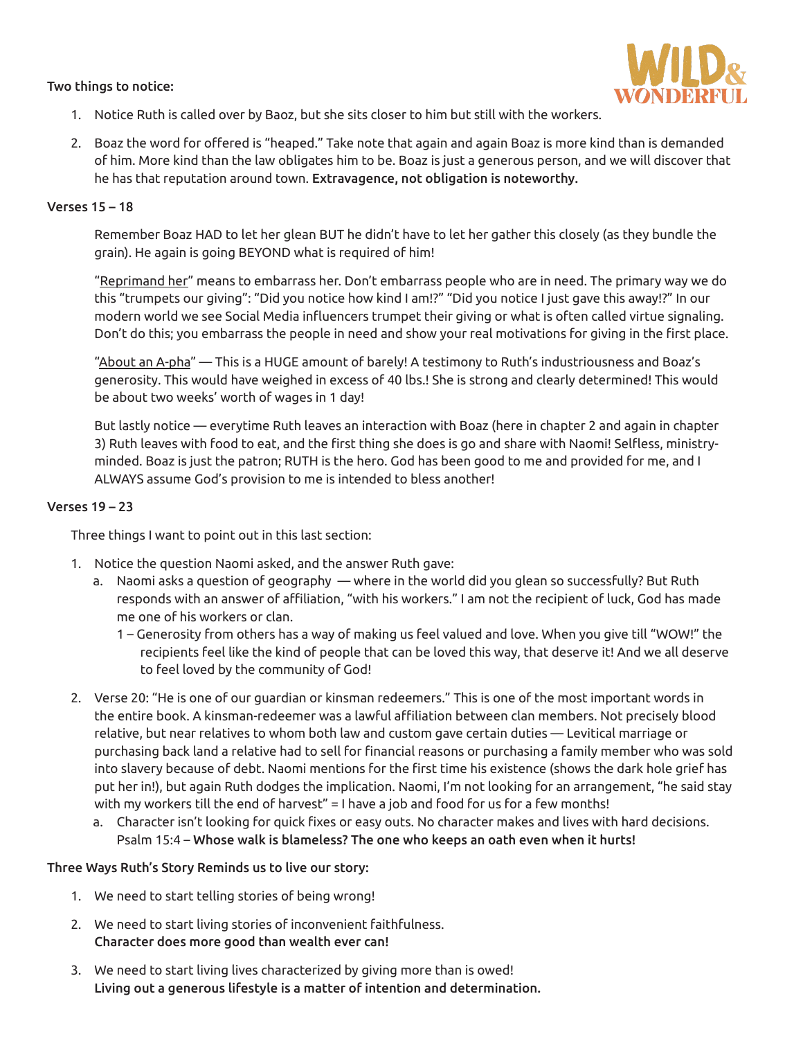**Two things to notice:**

1. Notice Ruth is called over by Baoz, but she sits closer to him but still with the workers.

2. Boaz the word for offered is "heaped." Take note that again and again Boaz is more kind than is demanded of him. More kind than the law obligates him to be. Boaz is just a generous person, and we will discover that he has that reputation around town. **Extravagence, not obligation is noteworthy.**

**Verses 15 – 18**

Remember Boaz HAD to let her glean BUT he didn't have to let her gather this closely (as they bundle the grain). He again is going BEYOND what is required of him!

"Reprimand her" means to embarrass her. Don't embarrass people who are in need. The primary way we do this "trumpets our giving": "Did you notice how kind I am!?" "Did you notice I just gave this away!?" In our modern world we see Social Media influencers trumpet their giving or what is often called virtue signaling. Don't do this; you embarrass the people in need and show your real motivations for giving in the first place.

"About an A-pha" — This is a HUGE amount of barely! A testimony to Ruth's industriousness and Boaz's generosity. This would have weighed in excess of 40 lbs.! She is strong and clearly determined! This would be about two weeks' worth of wages in 1 day!

But lastly notice — everytime Ruth leaves an interaction with Boaz (here in chapter 2 and again in chapter 3) Ruth leaves with food to eat, and the first thing she does is go and share with Naomi! Selfless, ministry-minded. Boaz is just the patron; RUTH is the hero. God has been good to me and provided for me, and I ALWAYS assume God's provision to me is intended to bless another!

**Verses 19 – 23**

Three things I want to point out in this last section:

1. Notice the question Naomi asked, and the answer Ruth gave:
   a. Naomi asks a question of geography — where in the world did you glean so successfully? But Ruth responds with an answer of affiliation, "with his workers." I am not the recipient of luck, God has made me one of his workers or clan.
      1 – Generosity from others has a way of making us feel valued and love. When you give till "WOW!" the recipients feel like the kind of people that can be loved this way, that deserve it! And we all deserve to feel loved by the community of God!

2. Verse 20: "He is one of our guardian or kinsman redeemers." This is one of the most important words in the entire book. A kinsman-redeemer was a lawful affiliation between clan members. Not precisely blood relative, but near relatives to whom both law and custom gave certain duties — Levitical marriage or purchasing back land a relative had to sell for financial reasons or purchasing a family member who was sold into slavery because of debt. Naomi mentions for the first time his existence (shows the dark hole grief has put her in!), but again Ruth dodges the implication. Naomi, I'm not looking for an arrangement, "he said stay with my workers till the end of harvest" = I have a job and food for us for a few months!
   a. Character isn't looking for quick fixes or easy outs. No character makes and lives with hard decisions. Psalm 15:4 – **Whose walk is blameless? The one who keeps an oath even when it hurts!**

**Three Ways Ruth's Story Reminds us to live our story:**

1. We need to start telling stories of being wrong!

2. We need to start living stories of inconvenient faithfulness.
   **Character does more good than wealth ever can!**

3. We need to start living lives characterized by giving more than is owed!
   **Living out a generous lifestyle is a matter of intention and determination.**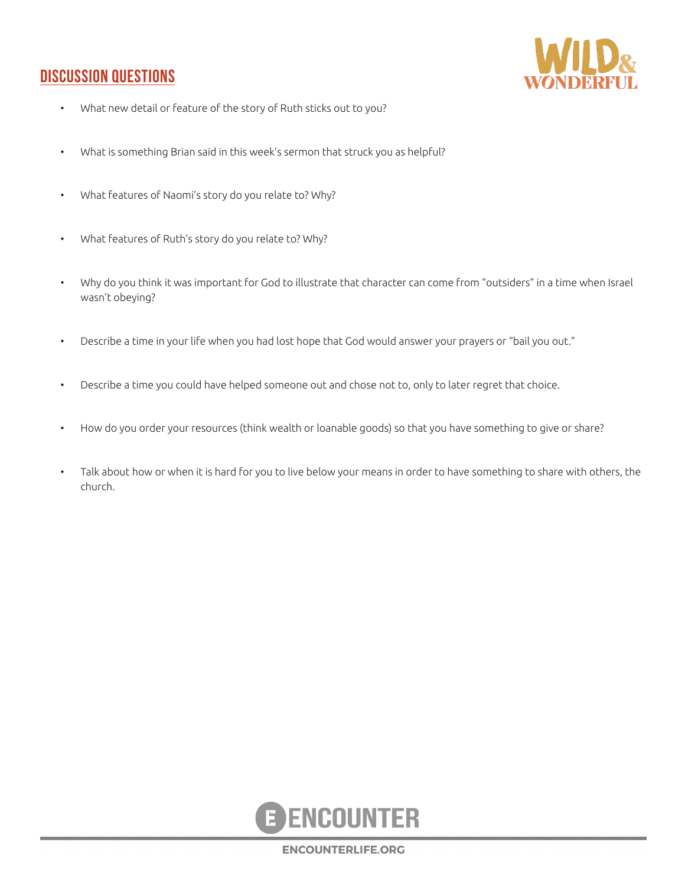## DISCUSSION QUESTIONS

- What new detail or feature of the story of Ruth sticks out to you?
- What is something Brian said in this week's sermon that struck you as helpful?
- What features of Naomi's story do you relate to? Why?
- What features of Ruth's story do you relate to? Why?
- Why do you think it was important for God to illustrate that character can come from "outsiders" in a time when Israel wasn't obeying?
- Describe a time in your life when you had lost hope that God would answer your prayers or "bail you out."
- Describe a time you could have helped someone out and chose not to, only to later regret that choice.
- How do you order your resources (think wealth or loanable goods) so that you have something to give or share?
- Talk about how or when it is hard for you to live below your means in order to have something to share with others, the church.